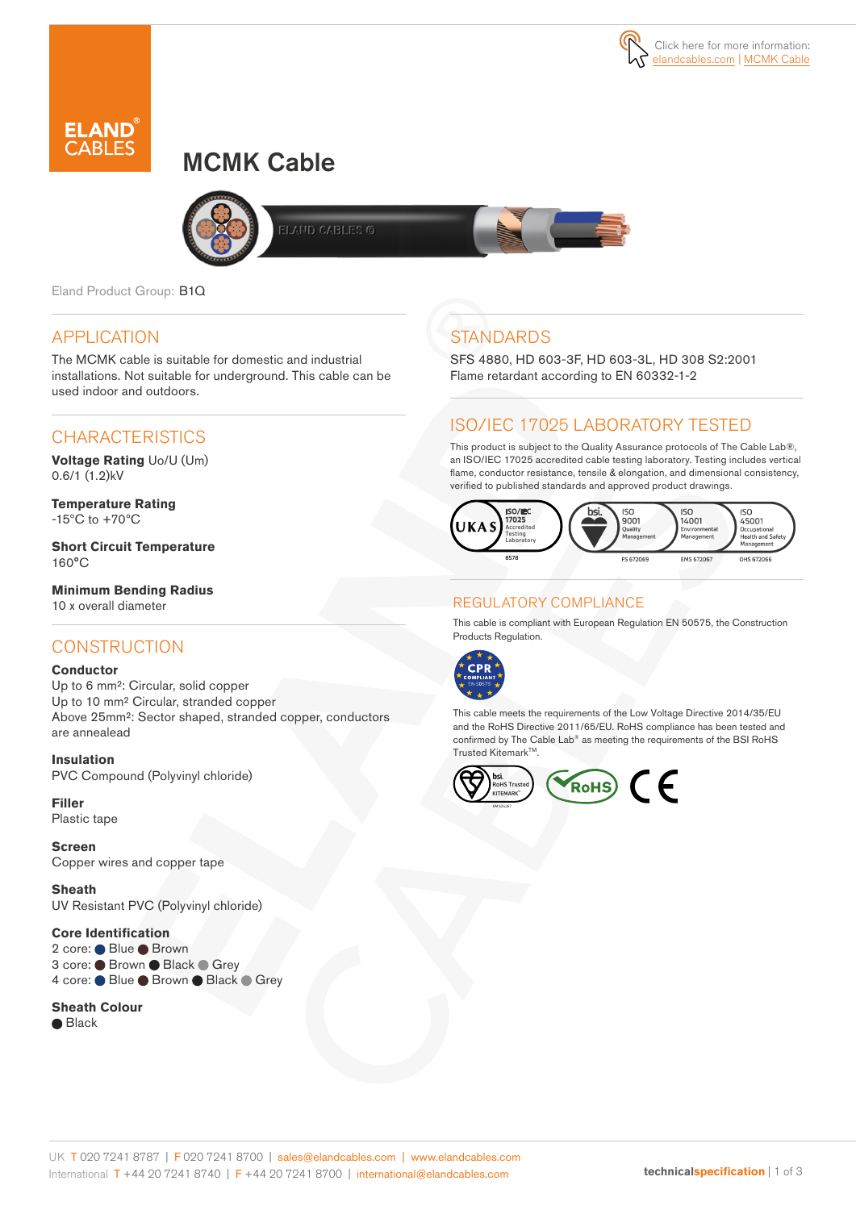Click here for more information: elandcables.com | MCMK Cable

# MCMK Cable

Eland Product Group: B1Q

## APPLICATION

The MCMK cable is suitable for domestic and industrial installations. Not suitable for underground. This cable can be used indoor and outdoors.

## CHARACTERISTICS

**Voltage Rating** Uo/U (Um)
0.6/1 (1.2)kV

**Temperature Rating**
-15°C to +70°C

**Short Circuit Temperature**
160°C

**Minimum Bending Radius**
10 x overall diameter

## CONSTRUCTION

**Conductor**
Up to 6 mm²: Circular, solid copper
Up to 10 mm² Circular, stranded copper
Above 25mm²: Sector shaped, stranded copper, conductors are annealead

**Insulation**
PVC Compound (Polyvinyl chloride)

**Filler**
Plastic tape

**Screen**
Copper wires and copper tape

**Sheath**
UV Resistant PVC (Polyvinyl chloride)

**Core Identification**
2 core: Blue, Brown
3 core: Brown, Black, Grey
4 core: Blue, Brown, Black, Grey

**Sheath Colour**
Black

## STANDARDS

SFS 4880, HD 603-3F, HD 603-3L, HD 308 S2:2001
Flame retardant according to EN 60332-1-2

## ISO/IEC 17025 LABORATORY TESTED

This product is subject to the Quality Assurance protocols of The Cable Lab®, an ISO/IEC 17025 accredited cable testing laboratory. Testing includes vertical flame, conductor resistance, tensile & elongation, and dimensional consistency, verified to published standards and approved product drawings.

UKAS ISO/IEC 17025 Accredited Testing Laboratory 8578 | bsi. ISO 9001 Quality Management FS 672069 | ISO 14001 Environmental Management EMS 672067 | ISO 45001 Occupational Health and Safety Management OHS 672066

## REGULATORY COMPLIANCE

This cable is compliant with European Regulation EN 50575, the Construction Products Regulation.

CPR COMPLIANT EN 50575

This cable meets the requirements of the Low Voltage Directive 2014/35/EU and the RoHS Directive 2011/65/EU. RoHS compliance has been tested and confirmed by The Cable Lab® as meeting the requirements of the BSI RoHS Trusted Kitemark™.

bsi. RoHS Trusted KITEMARK™ | RoHS | CE

UK T 020 7241 8787 | F 020 7241 8700 | sales@elandcables.com | www.elandcables.com
International T +44 20 7241 8740 | F +44 20 7241 8700 | international@elandcables.com

technicalspecification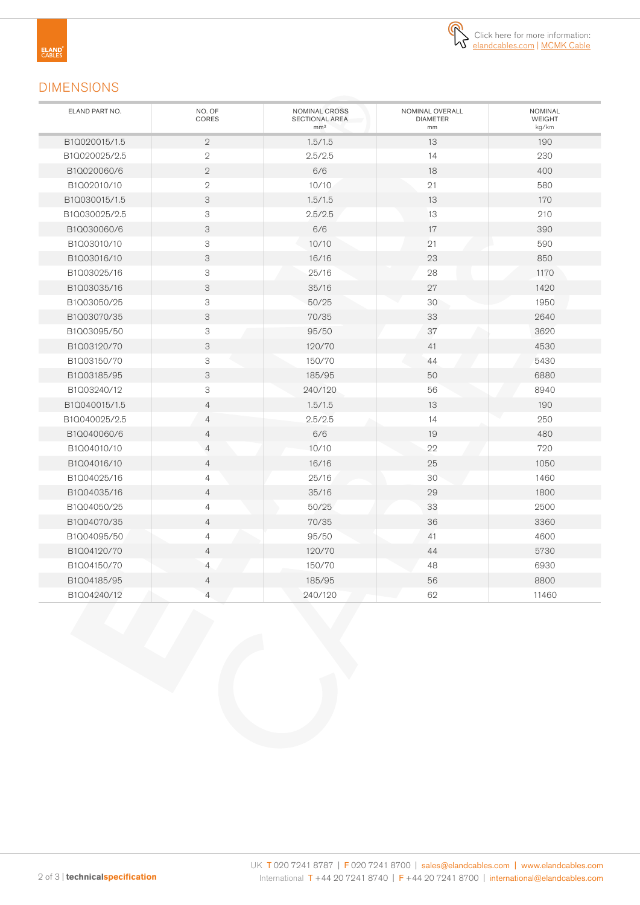Click here for more information: elandcables.com | MCMK Cable

## DIMENSIONS

| ELAND PART NO. | NO. OF CORES | NOMINAL CROSS SECTIONAL AREA mm² | NOMINAL OVERALL DIAMETER mm | NOMINAL WEIGHT kg/km |
|---|---|---|---|---|
| B1Q020015/1.5 | 2 | 1.5/1.5 | 13 | 190 |
| B1Q020025/2.5 | 2 | 2.5/2.5 | 14 | 230 |
| B1Q020060/6 | 2 | 6/6 | 18 | 400 |
| B1Q02010/10 | 2 | 10/10 | 21 | 580 |
| B1Q030015/1.5 | 3 | 1.5/1.5 | 13 | 170 |
| B1Q030025/2.5 | 3 | 2.5/2.5 | 13 | 210 |
| B1Q030060/6 | 3 | 6/6 | 17 | 390 |
| B1Q03010/10 | 3 | 10/10 | 21 | 590 |
| B1Q03016/10 | 3 | 16/16 | 23 | 850 |
| B1Q03025/16 | 3 | 25/16 | 28 | 1170 |
| B1Q03035/16 | 3 | 35/16 | 27 | 1420 |
| B1Q03050/25 | 3 | 50/25 | 30 | 1950 |
| B1Q03070/35 | 3 | 70/35 | 33 | 2640 |
| B1Q03095/50 | 3 | 95/50 | 37 | 3620 |
| B1Q03120/70 | 3 | 120/70 | 41 | 4530 |
| B1Q03150/70 | 3 | 150/70 | 44 | 5430 |
| B1Q03185/95 | 3 | 185/95 | 50 | 6880 |
| B1Q03240/12 | 3 | 240/120 | 56 | 8940 |
| B1Q040015/1.5 | 4 | 1.5/1.5 | 13 | 190 |
| B1Q040025/2.5 | 4 | 2.5/2.5 | 14 | 250 |
| B1Q040060/6 | 4 | 6/6 | 19 | 480 |
| B1Q04010/10 | 4 | 10/10 | 22 | 720 |
| B1Q04016/10 | 4 | 16/16 | 25 | 1050 |
| B1Q04025/16 | 4 | 25/16 | 30 | 1460 |
| B1Q04035/16 | 4 | 35/16 | 29 | 1800 |
| B1Q04050/25 | 4 | 50/25 | 33 | 2500 |
| B1Q04070/35 | 4 | 70/35 | 36 | 3360 |
| B1Q04095/50 | 4 | 95/50 | 41 | 4600 |
| B1Q04120/70 | 4 | 120/70 | 44 | 5730 |
| B1Q04150/70 | 4 | 150/70 | 48 | 6930 |
| B1Q04185/95 | 4 | 185/95 | 56 | 8800 |
| B1Q04240/12 | 4 | 240/120 | 62 | 11460 |

UK T 020 7241 8787 | F 020 7241 8700 | sales@elandcables.com | www.elandcables.com
International T +44 20 7241 8740 | F +44 20 7241 8700 | international@elandcables.com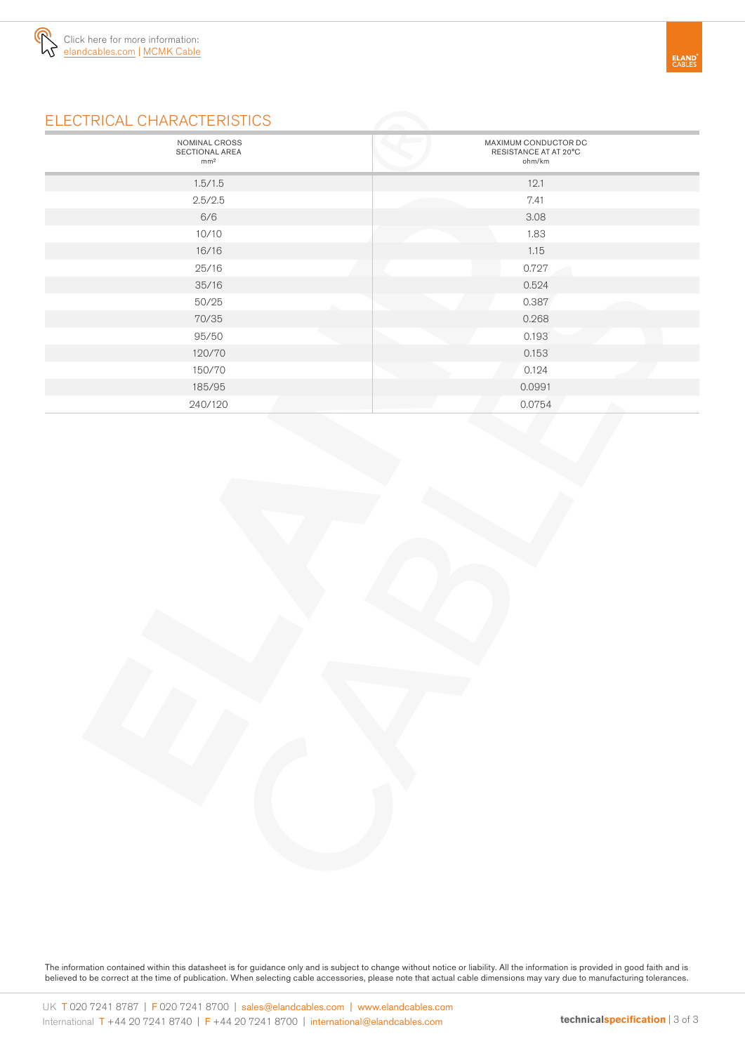Click here for more information: elandcables.com | MCMK Cable

## ELECTRICAL CHARACTERISTICS

| NOMINAL CROSS SECTIONAL AREA mm² | MAXIMUM CONDUCTOR DC RESISTANCE AT AT 20°C ohm/km |
|---|---|
| 1.5/1.5 | 12.1 |
| 2.5/2.5 | 7.41 |
| 6/6 | 3.08 |
| 10/10 | 1.83 |
| 16/16 | 1.15 |
| 25/16 | 0.727 |
| 35/16 | 0.524 |
| 50/25 | 0.387 |
| 70/35 | 0.268 |
| 95/50 | 0.193 |
| 120/70 | 0.153 |
| 150/70 | 0.124 |
| 185/95 | 0.0991 |
| 240/120 | 0.0754 |

The information contained within this datasheet is for guidance only and is subject to change without notice or liability. All the information is provided in good faith and is believed to be correct at the time of publication. When selecting cable accessories, please note that actual cable dimensions may vary due to manufacturing tolerances.

UK T 020 7241 8787 | F 020 7241 8700 | sales@elandcables.com | www.elandcables.com
International T +44 20 7241 8740 | F +44 20 7241 8700 | international@elandcables.com